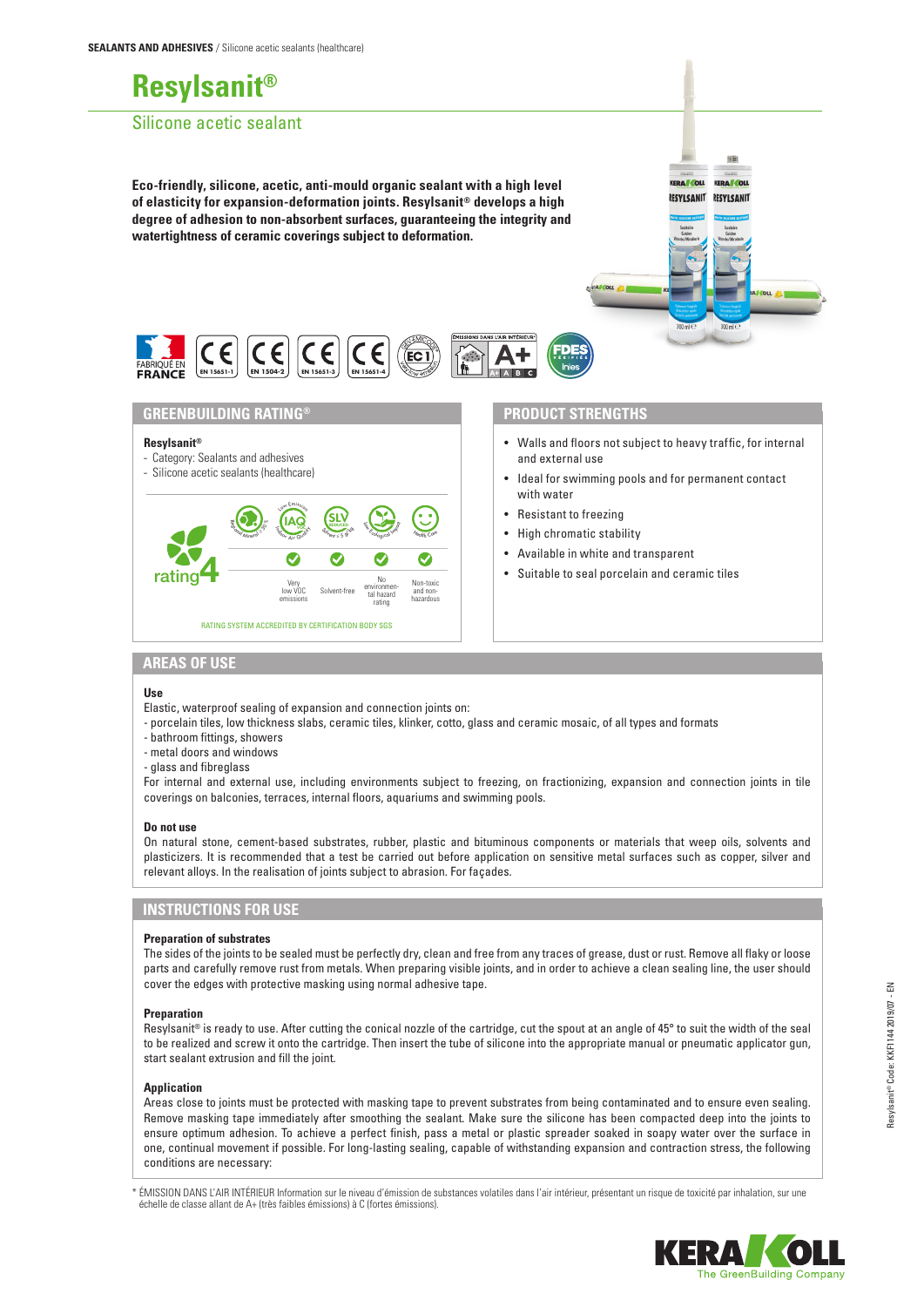**SEALANTS AND ADHESIVES** / Silicone acetic sealants (healthcare)

# Resylsanit®

## Silicone acetic sealant

**Eco-friendly, silicone, acetic, anti-mould organic sealant with a high level of elasticity for expansion-deformation joints. Resylsanit® develops a high degree of adhesion to non-absorbent surfaces, guaranteeing the integrity and watertightness of ceramic coverings subject to deformation.**

FABRIQUÉ EN FRANCE | CE EN 15651-1 | CE EN 1504-2 | CE EN 15651-3 | CE EN 15651-4 | EC1 | ÉMISSIONS DANS L'AIR INTÉRIEUR* A+ | FDES

## GREENBUILDING RATING®

**Resylsanit®**
- Category: Sealants and adhesives
- Silicone acetic sealants (healthcare)

rating 4

| Very low VOC emissions | Solvent-free | No environmental hazard rating | Non-toxic and non-hazardous |
|---|---|---|---|
| ✓ | ✓ | ✓ | ✓ |

RATING SYSTEM ACCREDITED BY CERTIFICATION BODY SGS

## PRODUCT STRENGTHS

- Walls and floors not subject to heavy traffic, for internal and external use
- Ideal for swimming pools and for permanent contact with water
- Resistant to freezing
- High chromatic stability
- Available in white and transparent
- Suitable to seal porcelain and ceramic tiles

## AREAS OF USE

**Use**

Elastic, waterproof sealing of expansion and connection joints on:
- porcelain tiles, low thickness slabs, ceramic tiles, klinker, cotto, glass and ceramic mosaic, of all types and formats
- bathroom fittings, showers
- metal doors and windows
- glass and fibreglass

For internal and external use, including environments subject to freezing, on fractionizing, expansion and connection joints in tile coverings on balconies, terraces, internal floors, aquariums and swimming pools.

**Do not use**

On natural stone, cement-based substrates, rubber, plastic and bituminous components or materials that weep oils, solvents and plasticizers. It is recommended that a test be carried out before application on sensitive metal surfaces such as copper, silver and relevant alloys. In the realisation of joints subject to abrasion. For façades.

## INSTRUCTIONS FOR USE

**Preparation of substrates**

The sides of the joints to be sealed must be perfectly dry, clean and free from any traces of grease, dust or rust. Remove all flaky or loose parts and carefully remove rust from metals. When preparing visible joints, and in order to achieve a clean sealing line, the user should cover the edges with protective masking using normal adhesive tape.

**Preparation**

Resylsanit® is ready to use. After cutting the conical nozzle of the cartridge, cut the spout at an angle of 45° to suit the width of the seal to be realized and screw it onto the cartridge. Then insert the tube of silicone into the appropriate manual or pneumatic applicator gun, start sealant extrusion and fill the joint.

**Application**

Areas close to joints must be protected with masking tape to prevent substrates from being contaminated and to ensure even sealing. Remove masking tape immediately after smoothing the sealant. Make sure the silicone has been compacted deep into the joints to ensure optimum adhesion. To achieve a perfect finish, pass a metal or plastic spreader soaked in soapy water over the surface in one, continual movement if possible. For long-lasting sealing, capable of withstanding expansion and contraction stress, the following conditions are necessary:

\* ÉMISSION DANS L'AIR INTÉRIEUR Information sur le niveau d'émission de substances volatiles dans l'air intérieur, présentant un risque de toxicité par inhalation, sur une échelle de classe allant de A+ (très faibles émissions) à C (fortes émissions).

Resylsanit® Code: KKF1144 2019/07 - EN

KERAKOLL The GreenBuilding Company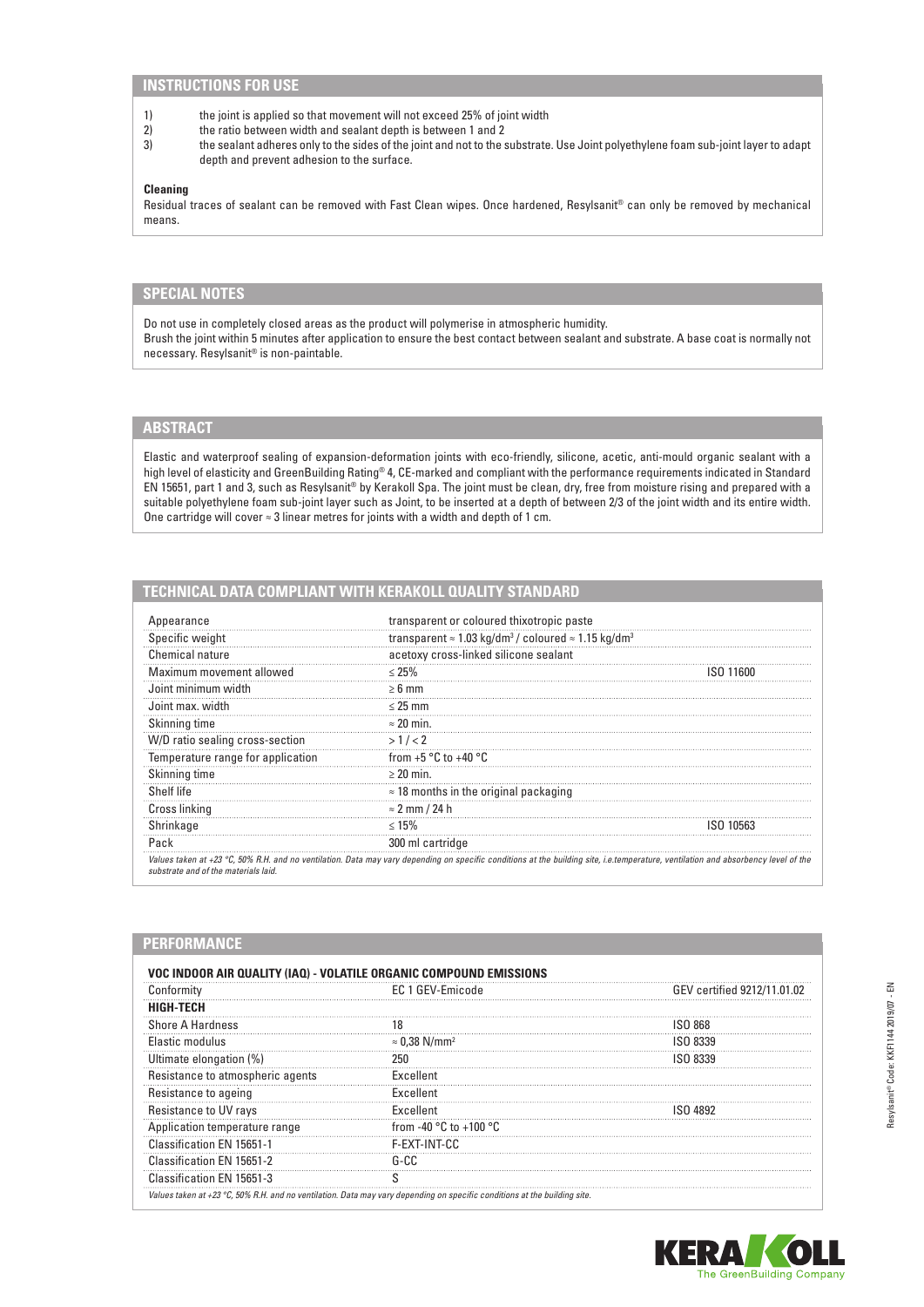## INSTRUCTIONS FOR USE

1) the joint is applied so that movement will not exceed 25% of joint width
2) the ratio between width and sealant depth is between 1 and 2
3) the sealant adheres only to the sides of the joint and not to the substrate. Use Joint polyethylene foam sub-joint layer to adapt depth and prevent adhesion to the surface.

**Cleaning**

Residual traces of sealant can be removed with Fast Clean wipes. Once hardened, Resylsanit® can only be removed by mechanical means.

## SPECIAL NOTES

Do not use in completely closed areas as the product will polymerise in atmospheric humidity.
Brush the joint within 5 minutes after application to ensure the best contact between sealant and substrate. A base coat is normally not necessary. Resylsanit® is non-paintable.

## ABSTRACT

Elastic and waterproof sealing of expansion-deformation joints with eco-friendly, silicone, acetic, anti-mould organic sealant with a high level of elasticity and GreenBuilding Rating® 4, CE-marked and compliant with the performance requirements indicated in Standard EN 15651, part 1 and 3, such as Resylsanit® by Kerakoll Spa. The joint must be clean, dry, free from moisture rising and prepared with a suitable polyethylene foam sub-joint layer such as Joint, to be inserted at a depth of between 2/3 of the joint width and its entire width. One cartridge will cover ≈ 3 linear metres for joints with a width and depth of 1 cm.

## TECHNICAL DATA COMPLIANT WITH KERAKOLL QUALITY STANDARD

| | | |
|---|---|---|
| Appearance | transparent or coloured thixotropic paste | |
| Specific weight | transparent ≈ 1.03 kg/dm³ / coloured ≈ 1.15 kg/dm³ | |
| Chemical nature | acetoxy cross-linked silicone sealant | |
| Maximum movement allowed | ≤ 25% | ISO 11600 |
| Joint minimum width | ≥ 6 mm | |
| Joint max. width | ≤ 25 mm | |
| Skinning time | ≈ 20 min. | |
| W/D ratio sealing cross-section | > 1 / < 2 | |
| Temperature range for application | from +5 °C to +40 °C | |
| Skinning time | ≥ 20 min. | |
| Shelf life | ≈ 18 months in the original packaging | |
| Cross linking | ≈ 2 mm / 24 h | |
| Shrinkage | ≤ 15% | ISO 10563 |
| Pack | 300 ml cartridge | |

*Values taken at +23 °C, 50% R.H. and no ventilation. Data may vary depending on specific conditions at the building site, i.e.temperature, ventilation and absorbency level of the substrate and of the materials laid.*

## PERFORMANCE

| VOC INDOOR AIR QUALITY (IAQ) - VOLATILE ORGANIC COMPOUND EMISSIONS | | |
|---|---|---|
| Conformity | EC 1 GEV-Emicode | GEV certified 9212/11.01.02 |
| **HIGH-TECH** | | |
| Shore A Hardness | 18 | ISO 868 |
| Elastic modulus | ≈ 0,38 N/mm² | ISO 8339 |
| Ultimate elongation (%) | 250 | ISO 8339 |
| Resistance to atmospheric agents | Excellent | |
| Resistance to ageing | Excellent | |
| Resistance to UV rays | Excellent | ISO 4892 |
| Application temperature range | from -40 °C to +100 °C | |
| Classification EN 15651-1 | F-EXT-INT-CC | |
| Classification EN 15651-2 | G-CC | |
| Classification EN 15651-3 | S | |

*Values taken at +23 °C, 50% R.H. and no ventilation. Data may vary depending on specific conditions at the building site.*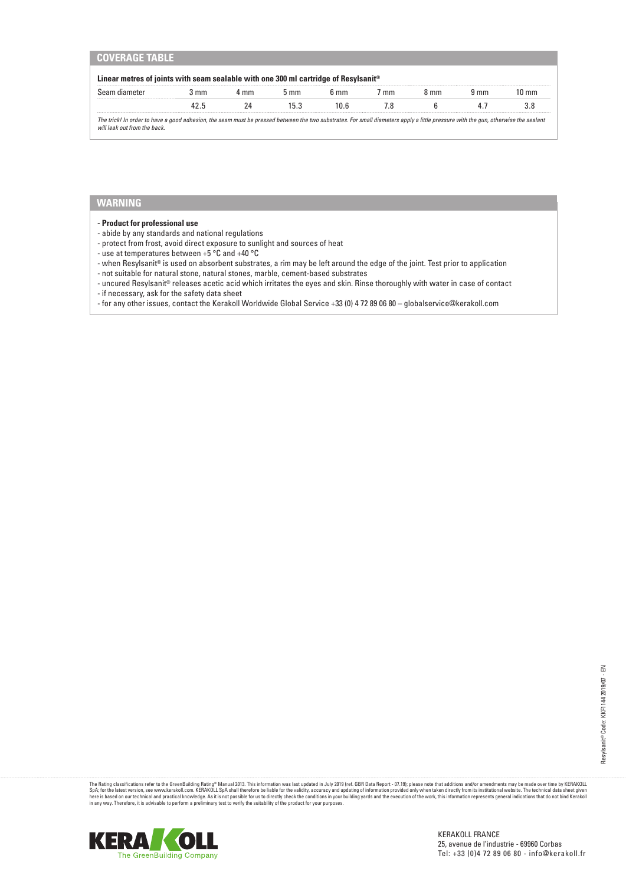## COVERAGE TABLE

**Linear metres of joints with seam sealable with one 300 ml cartridge of Resylsanit®**

| Seam diameter | 3 mm | 4 mm | 5 mm | 6 mm | 7 mm | 8 mm | 9 mm | 10 mm |
|---|---|---|---|---|---|---|---|---|
| | 42.5 | 24 | 15.3 | 10.6 | 7.8 | 6 | 4.7 | 3.8 |

*The trick! In order to have a good adhesion, the seam must be pressed between the two substrates. For small diameters apply a little pressure with the gun, otherwise the sealant will leak out from the back.*

## WARNING

**- Product for professional use**
- abide by any standards and national regulations
- protect from frost, avoid direct exposure to sunlight and sources of heat
- use at temperatures between +5 °C and +40 °C
- when Resylsanit® is used on absorbent substrates, a rim may be left around the edge of the joint. Test prior to application
- not suitable for natural stone, natural stones, marble, cement-based substrates
- uncured Resylsanit® releases acetic acid which irritates the eyes and skin. Rinse thoroughly with water in case of contact
- if necessary, ask for the safety data sheet
- for any other issues, contact the Kerakoll Worldwide Global Service +33 (0) 4 72 89 06 80 – globalservice@kerakoll.com

Resylsanit® Code: KKFI144 2019/07 - EN

The Rating classifications refer to the GreenBuilding Rating® Manual 2013. This information was last updated in July 2019 (ref. GBR Data Report - 07.19); please note that additions and/or amendments may be made over time by KERAKOLL SpA; for the latest version, see www.kerakoll.com. KERAKOLL SpA shall therefore be liable for the validity, accuracy and updating of information provided only when taken directly from its institutional website. The technical data sheet given here is based on our technical and practical knowledge. As it is not possible for us to directly check the conditions in your building yards and the execution of the work, this information represents general indications that do not bind Kerakoll in any way. Therefore, it is advisable to perform a preliminary test to verify the suitability of the product for your purposes.

KERAKOLL The GreenBuilding Company

KERAKOLL FRANCE
25, avenue de l'industrie - 69960 Corbas
Tel: +33 (0)4 72 89 06 80 - info@kerakoll.fr